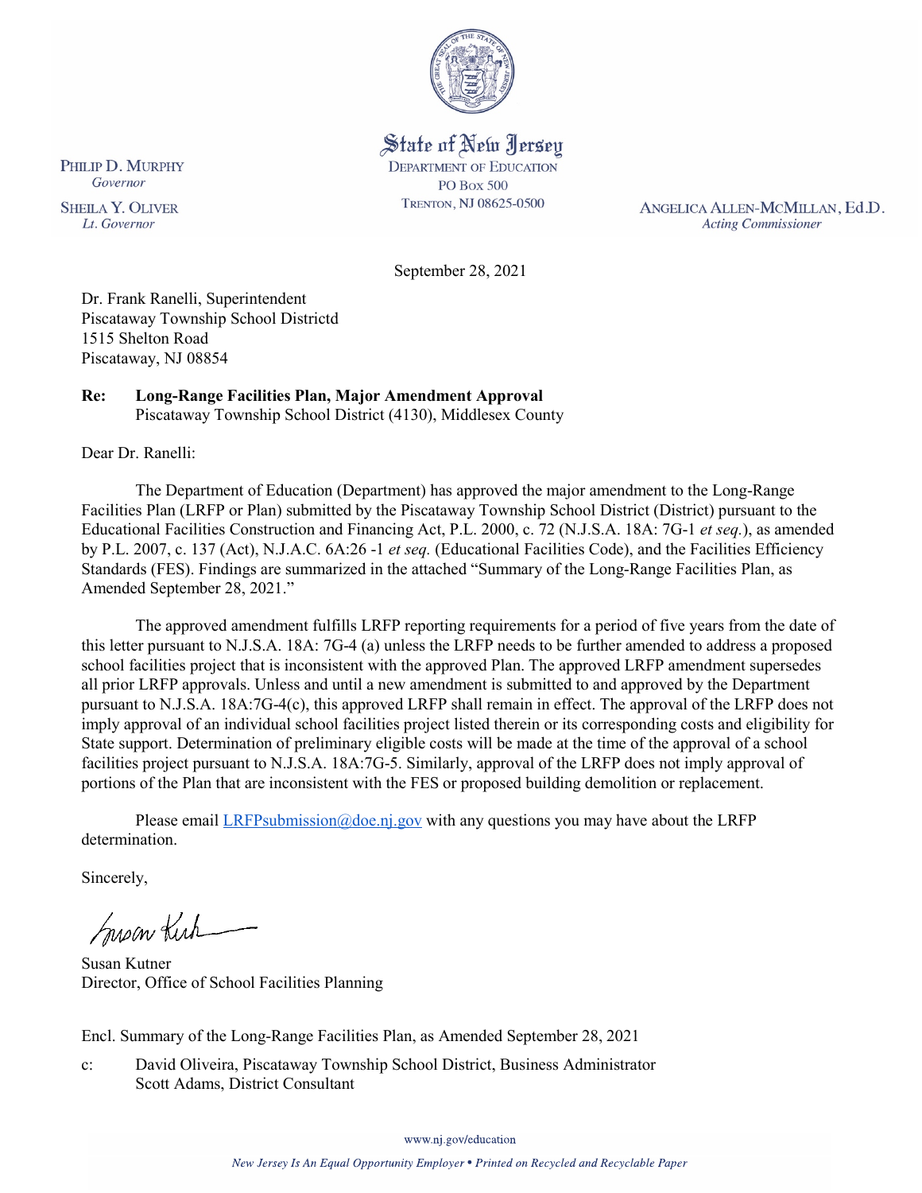State of New Jersey
DEPARTMENT OF EDUCATION
PO BOX 500
TRENTON, NJ 08625-0500

PHILIP D. MURPHY
*Governor*

SHEILA Y. OLIVER
*Lt. Governor*

ANGELICA ALLEN-MCMILLAN, Ed.D.
*Acting Commissioner*

September 28, 2021

Dr. Frank Ranelli, Superintendent
Piscataway Township School Districtd
1515 Shelton Road
Piscataway, NJ 08854

**Re: Long-Range Facilities Plan, Major Amendment Approval**
Piscataway Township School District (4130), Middlesex County

Dear Dr. Ranelli:

The Department of Education (Department) has approved the major amendment to the Long-Range Facilities Plan (LRFP or Plan) submitted by the Piscataway Township School District (District) pursuant to the Educational Facilities Construction and Financing Act, P.L. 2000, c. 72 (N.J.S.A. 18A: 7G-1 *et seq.*), as amended by P.L. 2007, c. 137 (Act), N.J.A.C. 6A:26 -1 *et seq.* (Educational Facilities Code), and the Facilities Efficiency Standards (FES). Findings are summarized in the attached "Summary of the Long-Range Facilities Plan, as Amended September 28, 2021."

The approved amendment fulfills LRFP reporting requirements for a period of five years from the date of this letter pursuant to N.J.S.A. 18A: 7G-4 (a) unless the LRFP needs to be further amended to address a proposed school facilities project that is inconsistent with the approved Plan. The approved LRFP amendment supersedes all prior LRFP approvals. Unless and until a new amendment is submitted to and approved by the Department pursuant to N.J.S.A. 18A:7G-4(c), this approved LRFP shall remain in effect. The approval of the LRFP does not imply approval of an individual school facilities project listed therein or its corresponding costs and eligibility for State support. Determination of preliminary eligible costs will be made at the time of the approval of a school facilities project pursuant to N.J.S.A. 18A:7G-5. Similarly, approval of the LRFP does not imply approval of portions of the Plan that are inconsistent with the FES or proposed building demolition or replacement.

Please email LRFPsubmission@doe.nj.gov with any questions you may have about the LRFP determination.

Sincerely,

Susan Kutner
Director, Office of School Facilities Planning

Encl. Summary of the Long-Range Facilities Plan, as Amended September 28, 2021

c: David Oliveira, Piscataway Township School District, Business Administrator
Scott Adams, District Consultant

www.nj.gov/education

*New Jersey Is An Equal Opportunity Employer • Printed on Recycled and Recyclable Paper*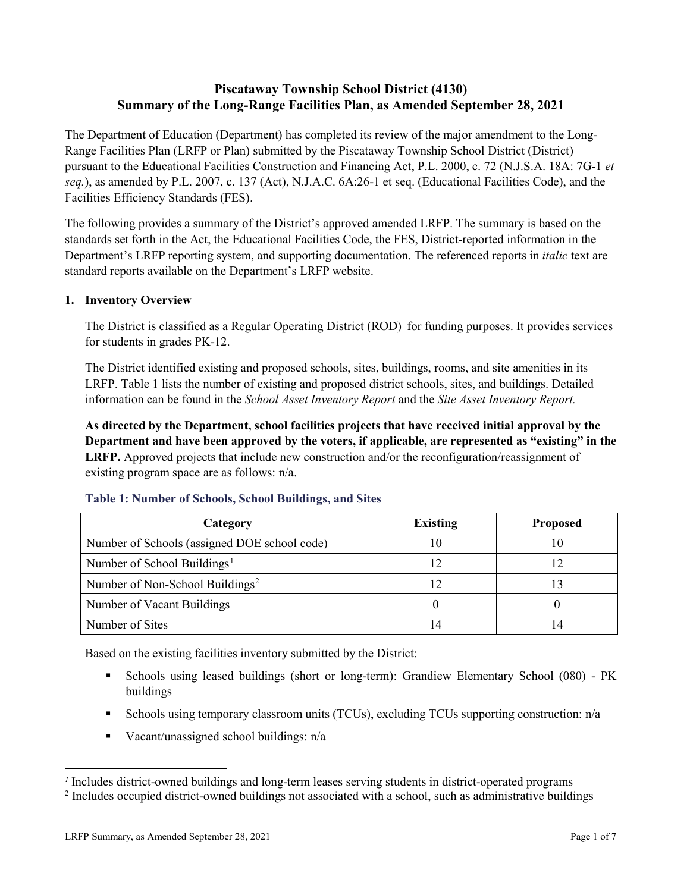# Piscataway Township School District (4130)
# Summary of the Long-Range Facilities Plan, as Amended September 28, 2021

The Department of Education (Department) has completed its review of the major amendment to the Long-Range Facilities Plan (LRFP or Plan) submitted by the Piscataway Township School District (District) pursuant to the Educational Facilities Construction and Financing Act, P.L. 2000, c. 72 (N.J.S.A. 18A: 7G-1 *et seq.*), as amended by P.L. 2007, c. 137 (Act), N.J.A.C. 6A:26-1 et seq. (Educational Facilities Code), and the Facilities Efficiency Standards (FES).

The following provides a summary of the District's approved amended LRFP. The summary is based on the standards set forth in the Act, the Educational Facilities Code, the FES, District-reported information in the Department's LRFP reporting system, and supporting documentation. The referenced reports in *italic* text are standard reports available on the Department's LRFP website.

## 1. Inventory Overview

The District is classified as a Regular Operating District (ROD) for funding purposes. It provides services for students in grades PK-12.

The District identified existing and proposed schools, sites, buildings, rooms, and site amenities in its LRFP. Table 1 lists the number of existing and proposed district schools, sites, and buildings. Detailed information can be found in the *School Asset Inventory Report* and the *Site Asset Inventory Report.*

**As directed by the Department, school facilities projects that have received initial approval by the Department and have been approved by the voters, if applicable, are represented as "existing" in the LRFP.** Approved projects that include new construction and/or the reconfiguration/reassignment of existing program space are as follows: n/a.

**Table 1: Number of Schools, School Buildings, and Sites**

| Category | Existing | Proposed |
|---|---|---|
| Number of Schools (assigned DOE school code) | 10 | 10 |
| Number of School Buildings[1] | 12 | 12 |
| Number of Non-School Buildings[2] | 12 | 13 |
| Number of Vacant Buildings | 0 | 0 |
| Number of Sites | 14 | 14 |

Based on the existing facilities inventory submitted by the District:

- Schools using leased buildings (short or long-term): Grandiew Elementary School (080) - PK buildings
- Schools using temporary classroom units (TCUs), excluding TCUs supporting construction: n/a
- Vacant/unassigned school buildings: n/a

[1] Includes district-owned buildings and long-term leases serving students in district-operated programs

[2] Includes occupied district-owned buildings not associated with a school, such as administrative buildings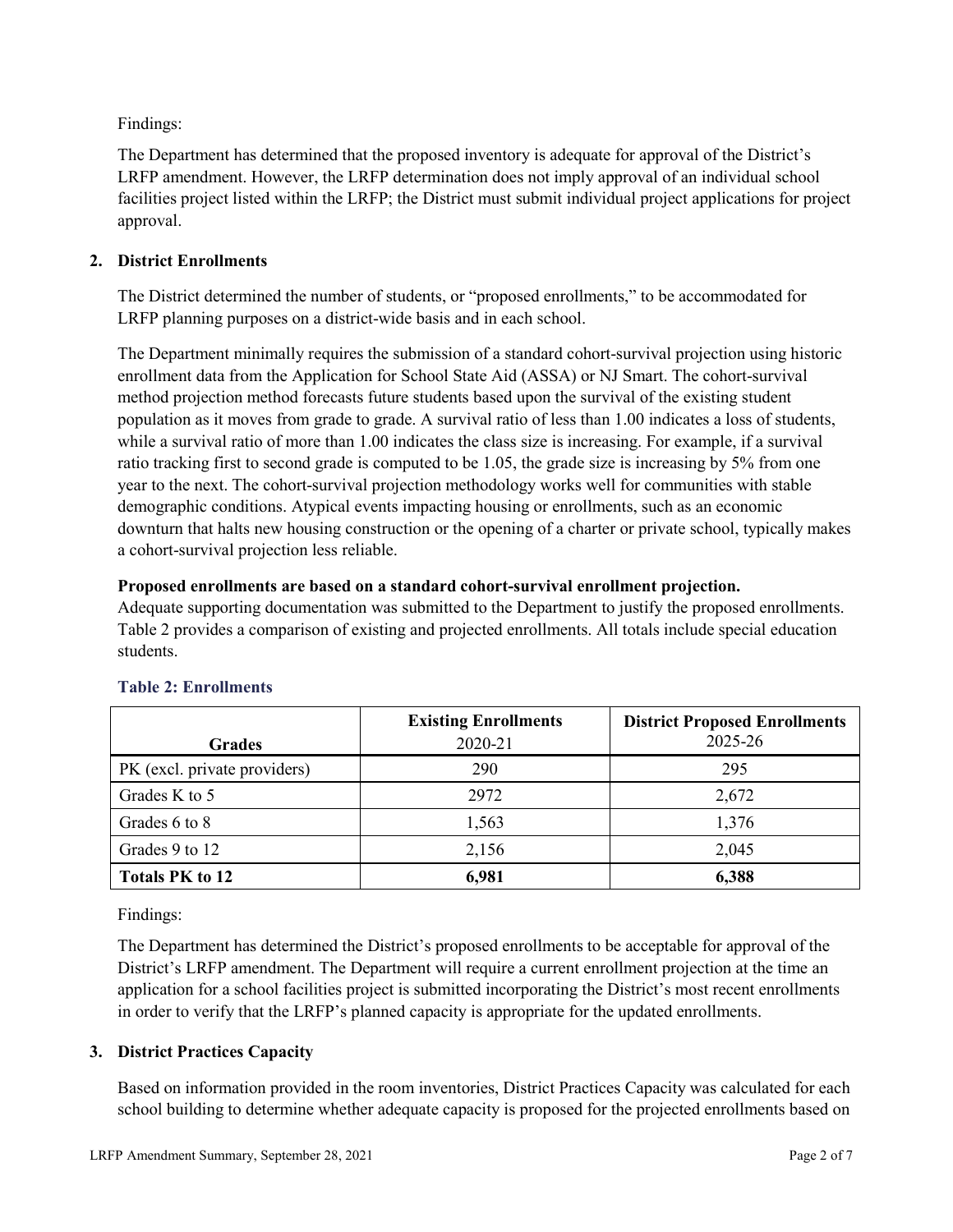Findings:

The Department has determined that the proposed inventory is adequate for approval of the District's LRFP amendment. However, the LRFP determination does not imply approval of an individual school facilities project listed within the LRFP; the District must submit individual project applications for project approval.

## 2. District Enrollments

The District determined the number of students, or "proposed enrollments," to be accommodated for LRFP planning purposes on a district-wide basis and in each school.

The Department minimally requires the submission of a standard cohort-survival projection using historic enrollment data from the Application for School State Aid (ASSA) or NJ Smart. The cohort-survival method projection method forecasts future students based upon the survival of the existing student population as it moves from grade to grade. A survival ratio of less than 1.00 indicates a loss of students, while a survival ratio of more than 1.00 indicates the class size is increasing. For example, if a survival ratio tracking first to second grade is computed to be 1.05, the grade size is increasing by 5% from one year to the next. The cohort-survival projection methodology works well for communities with stable demographic conditions. Atypical events impacting housing or enrollments, such as an economic downturn that halts new housing construction or the opening of a charter or private school, typically makes a cohort-survival projection less reliable.

**Proposed enrollments are based on a standard cohort-survival enrollment projection.**
Adequate supporting documentation was submitted to the Department to justify the proposed enrollments. Table 2 provides a comparison of existing and projected enrollments. All totals include special education students.

### Table 2: Enrollments

| Grades | Existing Enrollments 2020-21 | District Proposed Enrollments 2025-26 |
|---|---|---|
| PK (excl. private providers) | 290 | 295 |
| Grades K to 5 | 2972 | 2,672 |
| Grades 6 to 8 | 1,563 | 1,376 |
| Grades 9 to 12 | 2,156 | 2,045 |
| **Totals PK to 12** | **6,981** | **6,388** |

Findings:

The Department has determined the District's proposed enrollments to be acceptable for approval of the District's LRFP amendment. The Department will require a current enrollment projection at the time an application for a school facilities project is submitted incorporating the District's most recent enrollments in order to verify that the LRFP's planned capacity is appropriate for the updated enrollments.

## 3. District Practices Capacity

Based on information provided in the room inventories, District Practices Capacity was calculated for each school building to determine whether adequate capacity is proposed for the projected enrollments based on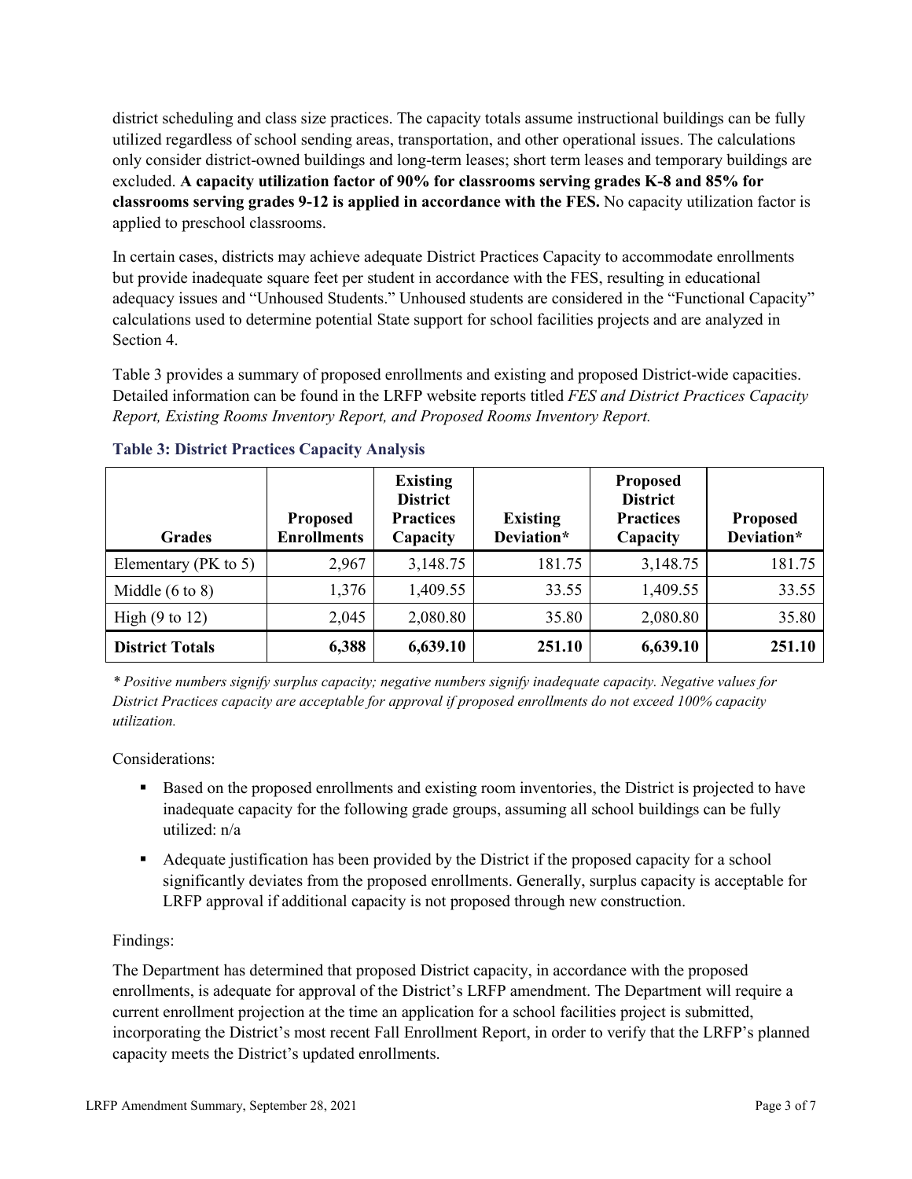district scheduling and class size practices. The capacity totals assume instructional buildings can be fully utilized regardless of school sending areas, transportation, and other operational issues. The calculations only consider district-owned buildings and long-term leases; short term leases and temporary buildings are excluded. **A capacity utilization factor of 90% for classrooms serving grades K-8 and 85% for classrooms serving grades 9-12 is applied in accordance with the FES.** No capacity utilization factor is applied to preschool classrooms.

In certain cases, districts may achieve adequate District Practices Capacity to accommodate enrollments but provide inadequate square feet per student in accordance with the FES, resulting in educational adequacy issues and "Unhoused Students." Unhoused students are considered in the "Functional Capacity" calculations used to determine potential State support for school facilities projects and are analyzed in Section 4.

Table 3 provides a summary of proposed enrollments and existing and proposed District-wide capacities. Detailed information can be found in the LRFP website reports titled *FES and District Practices Capacity Report, Existing Rooms Inventory Report, and Proposed Rooms Inventory Report.*

### Table 3: District Practices Capacity Analysis

| Grades | Proposed Enrollments | Existing District Practices Capacity | Existing Deviation* | Proposed District Practices Capacity | Proposed Deviation* |
|---|---|---|---|---|---|
| Elementary (PK to 5) | 2,967 | 3,148.75 | 181.75 | 3,148.75 | 181.75 |
| Middle (6 to 8) | 1,376 | 1,409.55 | 33.55 | 1,409.55 | 33.55 |
| High (9 to 12) | 2,045 | 2,080.80 | 35.80 | 2,080.80 | 35.80 |
| **District Totals** | **6,388** | **6,639.10** | **251.10** | **6,639.10** | **251.10** |

*\* Positive numbers signify surplus capacity; negative numbers signify inadequate capacity. Negative values for District Practices capacity are acceptable for approval if proposed enrollments do not exceed 100% capacity utilization.*

Considerations:

- Based on the proposed enrollments and existing room inventories, the District is projected to have inadequate capacity for the following grade groups, assuming all school buildings can be fully utilized: n/a
- Adequate justification has been provided by the District if the proposed capacity for a school significantly deviates from the proposed enrollments. Generally, surplus capacity is acceptable for LRFP approval if additional capacity is not proposed through new construction.

Findings:

The Department has determined that proposed District capacity, in accordance with the proposed enrollments, is adequate for approval of the District's LRFP amendment. The Department will require a current enrollment projection at the time an application for a school facilities project is submitted, incorporating the District's most recent Fall Enrollment Report, in order to verify that the LRFP's planned capacity meets the District's updated enrollments.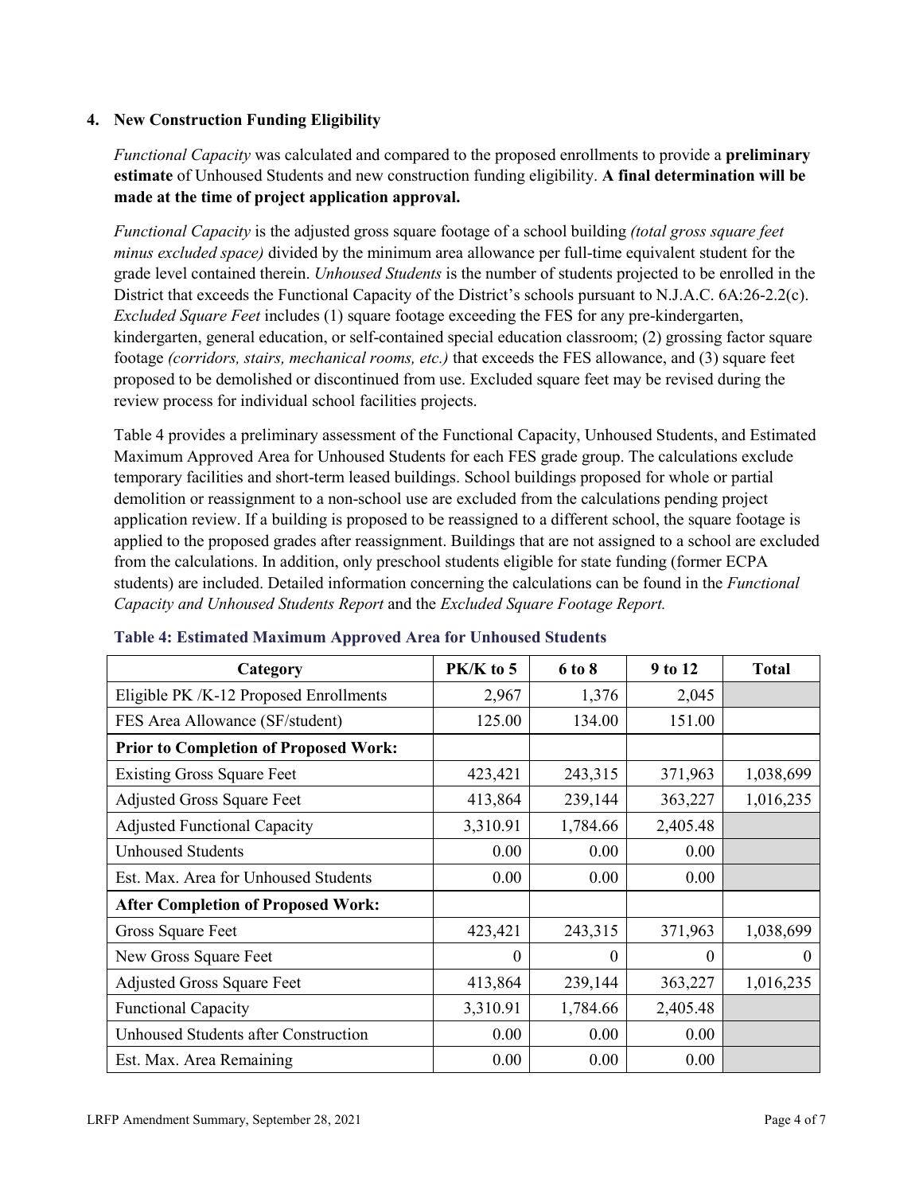## 4. New Construction Funding Eligibility

*Functional Capacity* was calculated and compared to the proposed enrollments to provide a **preliminary estimate** of Unhoused Students and new construction funding eligibility. **A final determination will be made at the time of project application approval.**

*Functional Capacity* is the adjusted gross square footage of a school building *(total gross square feet minus excluded space)* divided by the minimum area allowance per full-time equivalent student for the grade level contained therein. *Unhoused Students* is the number of students projected to be enrolled in the District that exceeds the Functional Capacity of the District's schools pursuant to N.J.A.C. 6A:26-2.2(c). *Excluded Square Feet* includes (1) square footage exceeding the FES for any pre-kindergarten, kindergarten, general education, or self-contained special education classroom; (2) grossing factor square footage *(corridors, stairs, mechanical rooms, etc.)* that exceeds the FES allowance, and (3) square feet proposed to be demolished or discontinued from use. Excluded square feet may be revised during the review process for individual school facilities projects.

Table 4 provides a preliminary assessment of the Functional Capacity, Unhoused Students, and Estimated Maximum Approved Area for Unhoused Students for each FES grade group. The calculations exclude temporary facilities and short-term leased buildings. School buildings proposed for whole or partial demolition or reassignment to a non-school use are excluded from the calculations pending project application review. If a building is proposed to be reassigned to a different school, the square footage is applied to the proposed grades after reassignment. Buildings that are not assigned to a school are excluded from the calculations. In addition, only preschool students eligible for state funding (former ECPA students) are included. Detailed information concerning the calculations can be found in the *Functional Capacity and Unhoused Students Report* and the *Excluded Square Footage Report.*

**Table 4: Estimated Maximum Approved Area for Unhoused Students**

| Category | PK/K to 5 | 6 to 8 | 9 to 12 | Total |
|---|---|---|---|---|
| Eligible PK /K-12 Proposed Enrollments | 2,967 | 1,376 | 2,045 | |
| FES Area Allowance (SF/student) | 125.00 | 134.00 | 151.00 | |
| **Prior to Completion of Proposed Work:** | | | | |
| Existing Gross Square Feet | 423,421 | 243,315 | 371,963 | 1,038,699 |
| Adjusted Gross Square Feet | 413,864 | 239,144 | 363,227 | 1,016,235 |
| Adjusted Functional Capacity | 3,310.91 | 1,784.66 | 2,405.48 | |
| Unhoused Students | 0.00 | 0.00 | 0.00 | |
| Est. Max. Area for Unhoused Students | 0.00 | 0.00 | 0.00 | |
| **After Completion of Proposed Work:** | | | | |
| Gross Square Feet | 423,421 | 243,315 | 371,963 | 1,038,699 |
| New Gross Square Feet | 0 | 0 | 0 | 0 |
| Adjusted Gross Square Feet | 413,864 | 239,144 | 363,227 | 1,016,235 |
| Functional Capacity | 3,310.91 | 1,784.66 | 2,405.48 | |
| Unhoused Students after Construction | 0.00 | 0.00 | 0.00 | |
| Est. Max. Area Remaining | 0.00 | 0.00 | 0.00 | |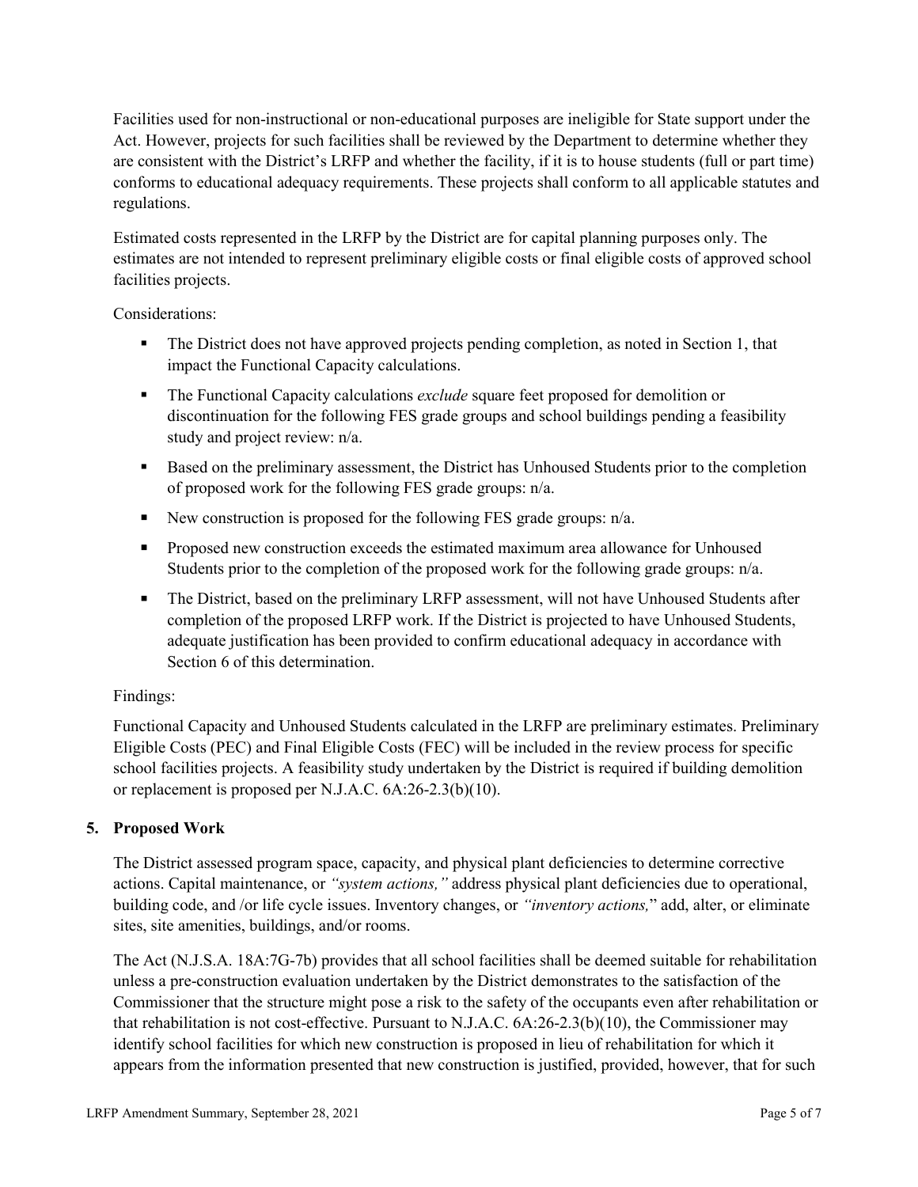Facilities used for non-instructional or non-educational purposes are ineligible for State support under the Act. However, projects for such facilities shall be reviewed by the Department to determine whether they are consistent with the District's LRFP and whether the facility, if it is to house students (full or part time) conforms to educational adequacy requirements. These projects shall conform to all applicable statutes and regulations.

Estimated costs represented in the LRFP by the District are for capital planning purposes only. The estimates are not intended to represent preliminary eligible costs or final eligible costs of approved school facilities projects.

Considerations:

- The District does not have approved projects pending completion, as noted in Section 1, that impact the Functional Capacity calculations.
- The Functional Capacity calculations *exclude* square feet proposed for demolition or discontinuation for the following FES grade groups and school buildings pending a feasibility study and project review: n/a.
- Based on the preliminary assessment, the District has Unhoused Students prior to the completion of proposed work for the following FES grade groups: n/a.
- New construction is proposed for the following FES grade groups: n/a.
- Proposed new construction exceeds the estimated maximum area allowance for Unhoused Students prior to the completion of the proposed work for the following grade groups: n/a.
- The District, based on the preliminary LRFP assessment, will not have Unhoused Students after completion of the proposed LRFP work. If the District is projected to have Unhoused Students, adequate justification has been provided to confirm educational adequacy in accordance with Section 6 of this determination.

Findings:

Functional Capacity and Unhoused Students calculated in the LRFP are preliminary estimates. Preliminary Eligible Costs (PEC) and Final Eligible Costs (FEC) will be included in the review process for specific school facilities projects. A feasibility study undertaken by the District is required if building demolition or replacement is proposed per N.J.A.C. 6A:26-2.3(b)(10).

## 5. Proposed Work

The District assessed program space, capacity, and physical plant deficiencies to determine corrective actions. Capital maintenance, or *"system actions,"* address physical plant deficiencies due to operational, building code, and /or life cycle issues. Inventory changes, or *"inventory actions,"* add, alter, or eliminate sites, site amenities, buildings, and/or rooms.

The Act (N.J.S.A. 18A:7G-7b) provides that all school facilities shall be deemed suitable for rehabilitation unless a pre-construction evaluation undertaken by the District demonstrates to the satisfaction of the Commissioner that the structure might pose a risk to the safety of the occupants even after rehabilitation or that rehabilitation is not cost-effective. Pursuant to N.J.A.C. 6A:26-2.3(b)(10), the Commissioner may identify school facilities for which new construction is proposed in lieu of rehabilitation for which it appears from the information presented that new construction is justified, provided, however, that for such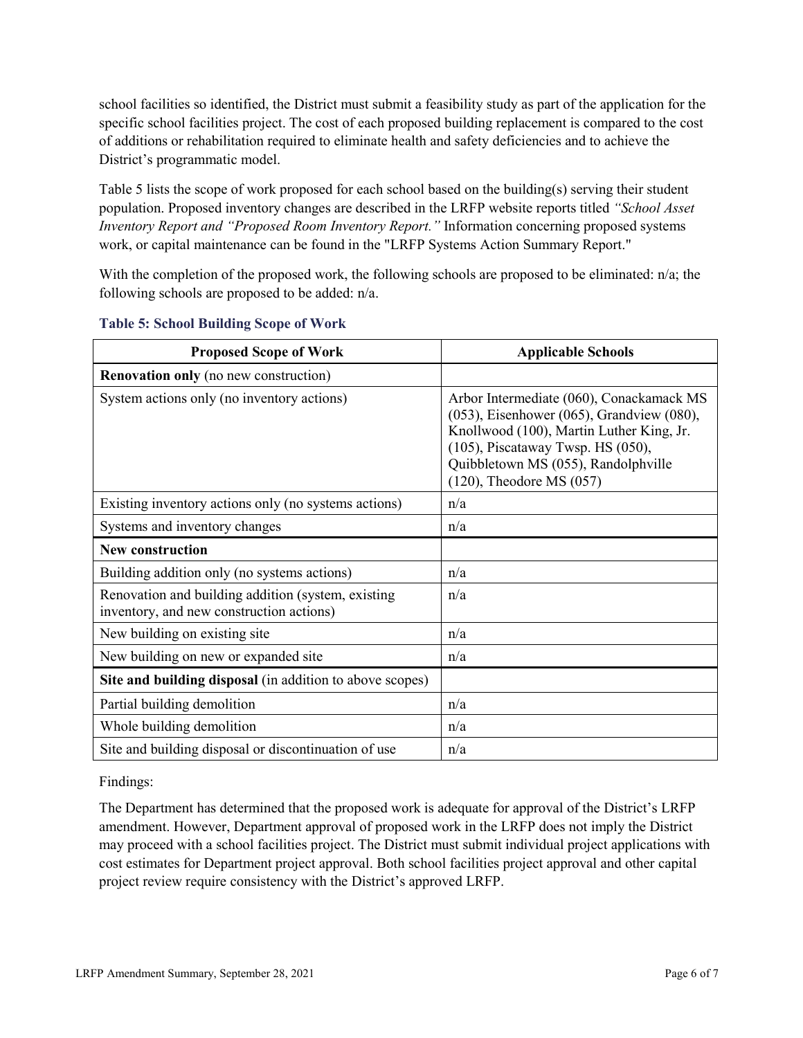school facilities so identified, the District must submit a feasibility study as part of the application for the specific school facilities project. The cost of each proposed building replacement is compared to the cost of additions or rehabilitation required to eliminate health and safety deficiencies and to achieve the District's programmatic model.

Table 5 lists the scope of work proposed for each school based on the building(s) serving their student population. Proposed inventory changes are described in the LRFP website reports titled *"School Asset Inventory Report and "Proposed Room Inventory Report."* Information concerning proposed systems work, or capital maintenance can be found in the "LRFP Systems Action Summary Report."

With the completion of the proposed work, the following schools are proposed to be eliminated: n/a; the following schools are proposed to be added: n/a.

### Table 5: School Building Scope of Work

| Proposed Scope of Work | Applicable Schools |
|---|---|
| **Renovation only** (no new construction) | |
| System actions only (no inventory actions) | Arbor Intermediate (060), Conackamack MS (053), Eisenhower (065), Grandview (080), Knollwood (100), Martin Luther King, Jr. (105), Piscataway Twsp. HS (050), Quibbletown MS (055), Randolphville (120), Theodore MS (057) |
| Existing inventory actions only (no systems actions) | n/a |
| Systems and inventory changes | n/a |
| **New construction** | |
| Building addition only (no systems actions) | n/a |
| Renovation and building addition (system, existing inventory, and new construction actions) | n/a |
| New building on existing site | n/a |
| New building on new or expanded site | n/a |
| **Site and building disposal** (in addition to above scopes) | |
| Partial building demolition | n/a |
| Whole building demolition | n/a |
| Site and building disposal or discontinuation of use | n/a |

Findings:

The Department has determined that the proposed work is adequate for approval of the District's LRFP amendment. However, Department approval of proposed work in the LRFP does not imply the District may proceed with a school facilities project. The District must submit individual project applications with cost estimates for Department project approval. Both school facilities project approval and other capital project review require consistency with the District's approved LRFP.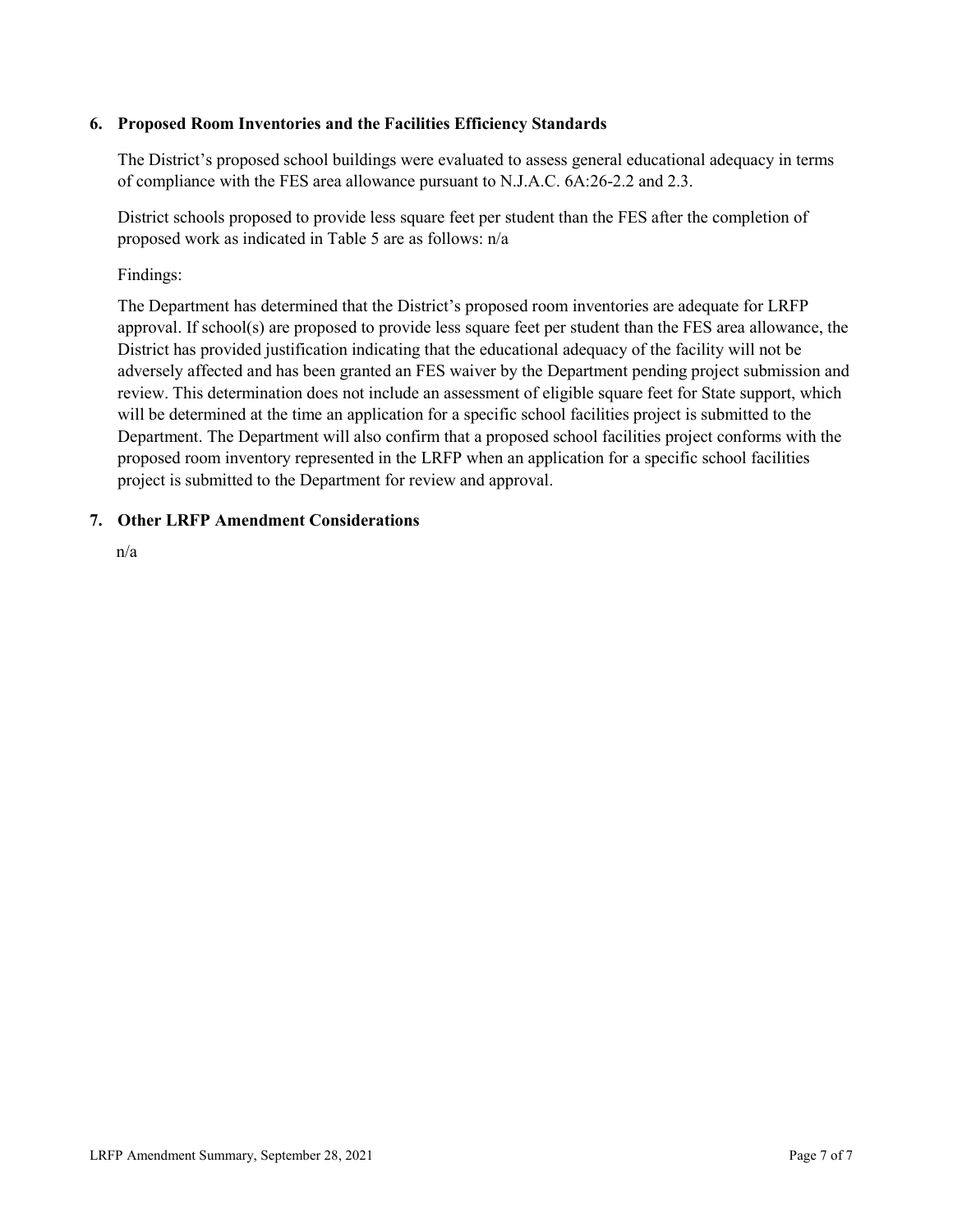## 6. Proposed Room Inventories and the Facilities Efficiency Standards

The District's proposed school buildings were evaluated to assess general educational adequacy in terms of compliance with the FES area allowance pursuant to N.J.A.C. 6A:26-2.2 and 2.3.

District schools proposed to provide less square feet per student than the FES after the completion of proposed work as indicated in Table 5 are as follows: n/a

Findings:

The Department has determined that the District's proposed room inventories are adequate for LRFP approval. If school(s) are proposed to provide less square feet per student than the FES area allowance, the District has provided justification indicating that the educational adequacy of the facility will not be adversely affected and has been granted an FES waiver by the Department pending project submission and review. This determination does not include an assessment of eligible square feet for State support, which will be determined at the time an application for a specific school facilities project is submitted to the Department. The Department will also confirm that a proposed school facilities project conforms with the proposed room inventory represented in the LRFP when an application for a specific school facilities project is submitted to the Department for review and approval.

## 7. Other LRFP Amendment Considerations

n/a